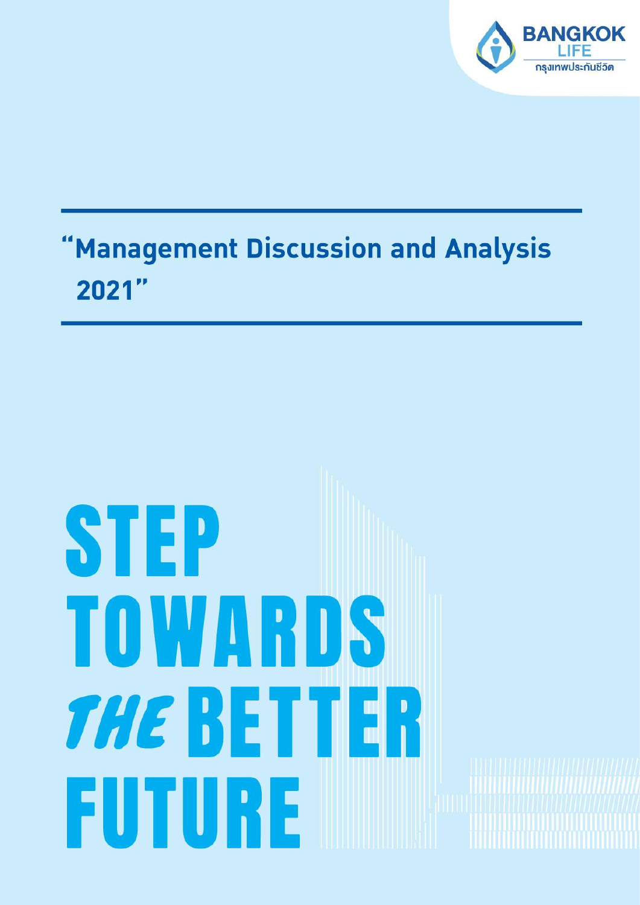BANGKOK LIFE

กรุงเทพประกันชีวิต

# "Management Discussion and Analysis 2021"

# STEP TOWARDS *THE* BETTER FUTURE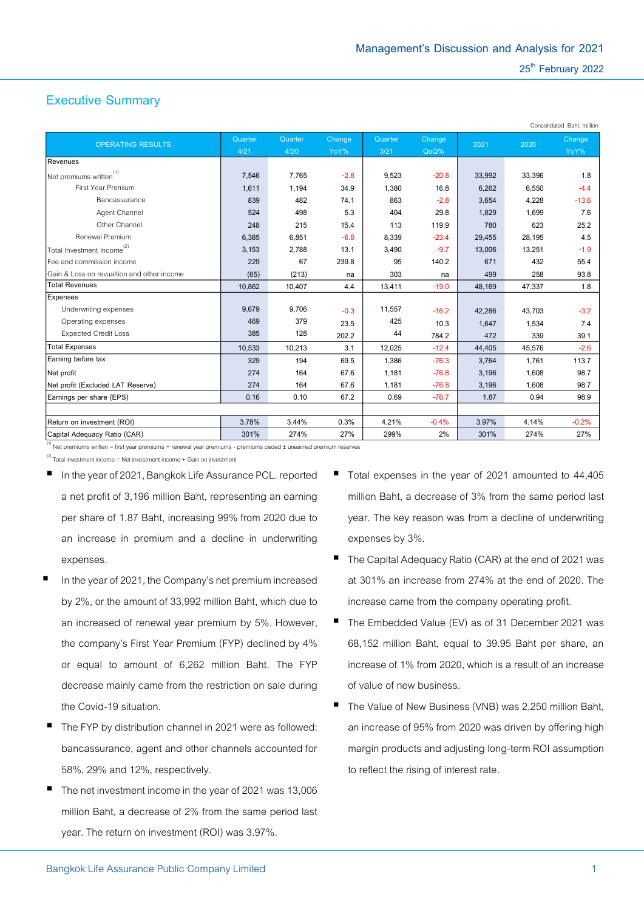Management's Discussion and Analysis for 2021

25th February 2022

## Executive Summary

Consolidated Baht, million

| OPERATING RESULTS | Quarter 4/21 | Quarter 4/20 | Change YoY% | Quarter 3/21 | Change QoQ% | 2021 | 2020 | Change YoY% |
|---|---|---|---|---|---|---|---|---|
| Revenues | | | | | | | | |
| Net premiums written[1] | 7,546 | 7,765 | -2.8 | 9,523 | -20.8 | 33,992 | 33,396 | 1.8 |
| First Year Premium | 1,611 | 1,194 | 34.9 | 1,380 | 16.8 | 6,262 | 6,550 | -4.4 |
| Bancassurance | 839 | 482 | 74.1 | 863 | -2.8 | 3,654 | 4,228 | -13.6 |
| Agent Channel | 524 | 498 | 5.3 | 404 | 29.8 | 1,829 | 1,699 | 7.6 |
| Other Channel | 248 | 215 | 15.4 | 113 | 119.9 | 780 | 623 | 25.2 |
| Renewal Premium | 6,385 | 6,851 | -6.8 | 8,339 | -23.4 | 29,455 | 28,195 | 4.5 |
| Total Investment Income[2] | 3,153 | 2,788 | 13.1 | 3,490 | -9.7 | 13,006 | 13,251 | -1.9 |
| Fee and commission income | 229 | 67 | 239.8 | 95 | 140.2 | 671 | 432 | 55.4 |
| Gain & Loss on revualtion and other income | (65) | (213) | na | 303 | na | 499 | 258 | 93.8 |
| Total Revenues | 10,862 | 10,407 | 4.4 | 13,411 | -19.0 | 48,169 | 47,337 | 1.8 |
| Expenses | | | | | | | | |
| Underwriting expenses | 9,679 | 9,706 | -0.3 | 11,557 | -16.2 | 42,286 | 43,703 | -3.2 |
| Operating expenses | 469 | 379 | 23.5 | 425 | 10.3 | 1,647 | 1,534 | 7.4 |
| Expected Credit Loss | 385 | 128 | 202.2 | 44 | 784.2 | 472 | 339 | 39.1 |
| Total Expenses | 10,533 | 10,213 | 3.1 | 12,025 | -12.4 | 44,405 | 45,576 | -2.6 |
| Earning before tax | 329 | 194 | 69.5 | 1,386 | -76.3 | 3,764 | 1,761 | 113.7 |
| Net profit | 274 | 164 | 67.6 | 1,181 | -76.8 | 3,196 | 1,608 | 98.7 |
| Net profit (Excluded LAT Reserve) | 274 | 164 | 67.6 | 1,181 | -76.8 | 3,196 | 1,608 | 98.7 |
| Earnings per share (EPS) | 0.16 | 0.10 | 67.2 | 0.69 | -76.7 | 1.87 | 0.94 | 98.9 |
| | | | | | | | | |
| Return on investment (ROI) | 3.78% | 3.44% | 0.3% | 4.21% | -0.4% | 3.97% | 4.14% | -0.2% |
| Capital Adequacy Ratio (CAR) | 301% | 274% | 27% | 299% | 2% | 301% | 274% | 27% |

[1] Net premiums written = first year premiums + renewal year premiums - premiums ceded ± unearned premium reserves

[2] Total investment income = Net investment income + Gain on investment

- In the year of 2021, Bangkok Life Assurance PCL. reported a net profit of 3,196 million Baht, representing an earning per share of 1.87 Baht, increasing 99% from 2020 due to an increase in premium and a decline in underwriting expenses.
- In the year of 2021, the Company's net premium increased by 2%, or the amount of 33,992 million Baht, which due to an increased of renewal year premium by 5%. However, the company's First Year Premium (FYP) declined by 4% or equal to amount of 6,262 million Baht. The FYP decrease mainly came from the restriction on sale during the Covid-19 situation.
- The FYP by distribution channel in 2021 were as followed: bancassurance, agent and other channels accounted for 58%, 29% and 12%, respectively.
- The net investment income in the year of 2021 was 13,006 million Baht, a decrease of 2% from the same period last year. The return on investment (ROI) was 3.97%.
- Total expenses in the year of 2021 amounted to 44,405 million Baht, a decrease of 3% from the same period last year. The key reason was from a decline of underwriting expenses by 3%.
- The Capital Adequacy Ratio (CAR) at the end of 2021 was at 301% an increase from 274% at the end of 2020. The increase came from the company operating profit.
- The Embedded Value (EV) as of 31 December 2021 was 68,152 million Baht, equal to 39.95 Baht per share, an increase of 1% from 2020, which is a result of an increase of value of new business.
- The Value of New Business (VNB) was 2,250 million Baht, an increase of 95% from 2020 was driven by offering high margin products and adjusting long-term ROI assumption to reflect the rising of interest rate.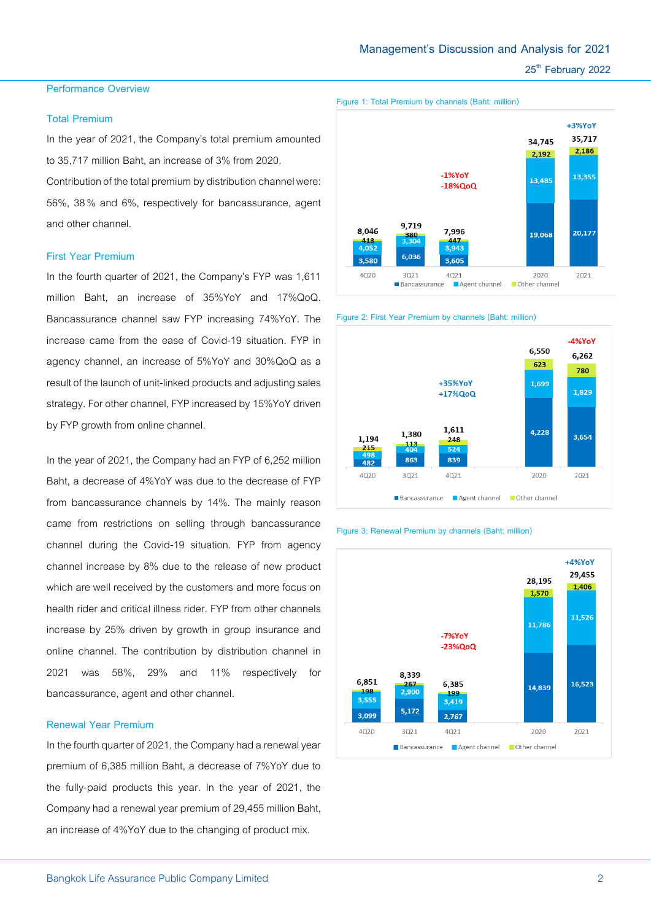## Performance Overview

### Total Premium

In the year of 2021, the Company's total premium amounted to 35,717 million Baht, an increase of 3% from 2020. Contribution of the total premium by distribution channel were: 56%, 38 % and 6%, respectively for bancassurance, agent and other channel.

### First Year Premium

In the fourth quarter of 2021, the Company's FYP was 1,611 million Baht, an increase of 35%YoY and 17%QoQ. Bancassurance channel saw FYP increasing 74%YoY. The increase came from the ease of Covid-19 situation. FYP in agency channel, an increase of 5%YoY and 30%QoQ as a result of the launch of unit-linked products and adjusting sales strategy. For other channel, FYP increased by 15%YoY driven by FYP growth from online channel.

In the year of 2021, the Company had an FYP of 6,252 million Baht, a decrease of 4%YoY was due to the decrease of FYP from bancassurance channels by 14%. The mainly reason came from restrictions on selling through bancassurance channel during the Covid-19 situation. FYP from agency channel increase by 8% due to the release of new product which are well received by the customers and more focus on health rider and critical illness rider. FYP from other channels increase by 25% driven by growth in group insurance and online channel. The contribution by distribution channel in 2021 was 58%, 29% and 11% respectively for bancassurance, agent and other channel.

### Renewal Year Premium

In the fourth quarter of 2021, the Company had a renewal year premium of 6,385 million Baht, a decrease of 7%YoY due to the fully-paid products this year. In the year of 2021, the Company had a renewal year premium of 29,455 million Baht, an increase of 4%YoY due to the changing of product mix.

Figure 1: Total Premium by channels (Baht: million)

| | 4Q20 | 3Q21 | 4Q21 | 2020 | 2021 |
|---|---|---|---|---|---|
| Bancassurance | 3,580 | 6,036 | 3,605 | 19,068 | 20,177 |
| Agent channel | 4,052 | 3,304 | 3,943 | 13,485 | 13,355 |
| Other channel | 413 | 380 | 447 | 2,192 | 2,186 |
| Total | 8,046 | 9,719 | 7,996 | 34,745 | 35,717 |

4Q21: -1%YoY, -18%QoQ; 2021: +3%YoY

Figure 2: First Year Premium by channels (Baht: million)

| | 4Q20 | 3Q21 | 4Q21 | 2020 | 2021 |
|---|---|---|---|---|---|
| Bancassurance | 482 | 863 | 839 | 4,228 | 3,654 |
| Agent channel | 498 | 404 | 524 | 1,699 | 1,829 |
| Other channel | 215 | 113 | 248 | 623 | 780 |
| Total | 1,194 | 1,380 | 1,611 | 6,550 | 6,262 |

4Q21: +35%YoY, +17%QoQ; 2021: -4%YoY

Figure 3: Renewal Premium by channels (Baht: million)

| | 4Q20 | 3Q21 | 4Q21 | 2020 | 2021 |
|---|---|---|---|---|---|
| Bancassurance | 3,099 | 5,172 | 2,767 | 14,839 | 16,523 |
| Agent channel | 3,555 | 2,900 | 3,419 | 11,786 | 11,526 |
| Other channel | 198 | 267 | 199 | 1,570 | 1,406 |
| Total | 6,851 | 8,339 | 6,385 | 28,195 | 29,455 |

4Q21: -7%YoY, -23%QoQ; 2021: +4%YoY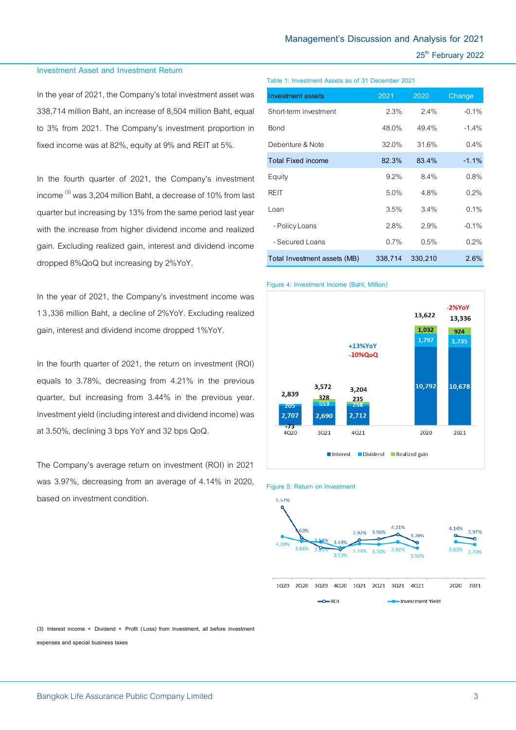## Investment Asset and Investment Return

In the year of 2021, the Company's total investment asset was 338,714 million Baht, an increase of 8,504 million Baht, equal to 3% from 2021. The Company's investment proportion in fixed income was at 82%, equity at 9% and REIT at 5%.

In the fourth quarter of 2021, the Company's investment income [3] was 3,204 million Baht, a decrease of 10% from last quarter but increasing by 13% from the same period last year with the increase from higher dividend income and realized gain. Excluding realized gain, interest and dividend income dropped 8%QoQ but increasing by 2%YoY.

In the year of 2021, the Company's investment income was 13,336 million Baht, a decline of 2%YoY. Excluding realized gain, interest and dividend income dropped 1%YoY.

In the fourth quarter of 2021, the return on investment (ROI) equals to 3.78%, decreasing from 4.21% in the previous quarter, but increasing from 3.44% in the previous year. Investment yield (including interest and dividend income) was at 3.50%, declining 3 bps YoY and 32 bps QoQ.

The Company's average return on investment (ROI) in 2021 was 3.97%, decreasing from an average of 4.14% in 2020, based on investment condition.

Table 1: Investment Assets as of 31 December 2021

| Investment assets | 2021 | 2020 | Change |
|---|---|---|---|
| Short-term investment | 2.3% | 2.4% | -0.1% |
| Bond | 48.0% | 49.4% | -1.4% |
| Debenture & Note | 32.0% | 31.6% | 0.4% |
| Total Fixed income | 82.3% | 83.4% | -1.1% |
| Equity | 9.2% | 8.4% | 0.8% |
| REIT | 5.0% | 4.8% | 0.2% |
| Loan | 3.5% | 3.4% | 0.1% |
| - Policy Loans | 2.8% | 2.9% | -0.1% |
| - Secured Loans | 0.7% | 0.5% | 0.2% |
| Total Investment assets (MB) | 338,714 | 330,210 | 2.6% |

Figure 4: Investment Income (Baht, Million)

| | 4Q20 | 3Q21 | 4Q21 | 2020 | 2021 |
|---|---|---|---|---|---|
| Interest | 2,707 | 2,690 | 2,712 | 10,792 | 10,678 |
| Dividend | 205 | 553 | 258 | 1,797 | 1,735 |
| Realized gain | -73 | 328 | 235 | 1,032 | 924 |
| Total | 2,839 | 3,572 | 3,204 | 13,622 | 13,336 |

4Q21: +13%YoY, -10%QoQ; 2021: -2%YoY

Figure 5: Return on Investment

| | 1Q20 | 2Q20 | 3Q20 | 4Q20 | 1Q21 | 2Q21 | 3Q21 | 4Q21 | 2020 | 2021 |
|---|---|---|---|---|---|---|---|---|---|---|
| ROI | 5.57% | 4.03% | 3.54% | 3.44% | 3.92% | 3.96% | 4.21% | 3.78% | 4.14% | 3.97% |
| Investment Yield | 4.09% | 3.86% | 3.85% | 3.53% | 3.74% | 3.70% | 3.82% | 3.50% | 3.83% | 3.70% |

(3) Interest income + Dividend + Profit (Loss) from Investment, all before investment expenses and special business taxes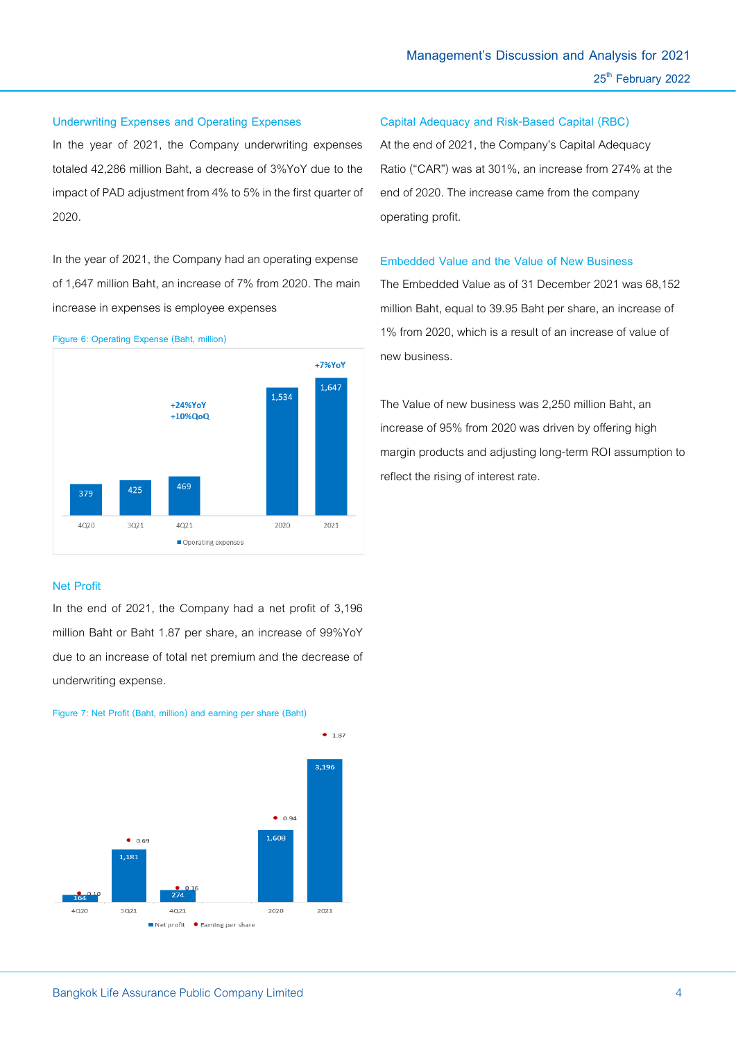## Underwriting Expenses and Operating Expenses

In the year of 2021, the Company underwriting expenses totaled 42,286 million Baht, a decrease of 3%YoY due to the impact of PAD adjustment from 4% to 5% in the first quarter of 2020.

In the year of 2021, the Company had an operating expense of 1,647 million Baht, an increase of 7% from 2020. The main increase in expenses is employee expenses

Figure 6: Operating Expense (Baht, million)

| | 4Q20 | 3Q21 | 4Q21 | 2020 | 2021 |
|---|---|---|---|---|---|
| Operating expenses | 379 | 425 | 469 | 1,534 | 1,647 |

4Q21: +24%YoY, +10%QoQ; 2021: +7%YoY

## Net Profit

In the end of 2021, the Company had a net profit of 3,196 million Baht or Baht 1.87 per share, an increase of 99%YoY due to an increase of total net premium and the decrease of underwriting expense.

Figure 7: Net Profit (Baht, million) and earning per share (Baht)

| | 4Q20 | 3Q21 | 4Q21 | 2020 | 2021 |
|---|---|---|---|---|---|
| Net profit | 164 | 1,181 | 274 | 1,608 | 3,196 |
| Earning per share | 0.10 | 0.69 | 0.16 | 0.94 | 1.87 |

## Capital Adequacy and Risk-Based Capital (RBC)

At the end of 2021, the Company's Capital Adequacy Ratio ("CAR") was at 301%, an increase from 274% at the end of 2020. The increase came from the company operating profit.

## Embedded Value and the Value of New Business

The Embedded Value as of 31 December 2021 was 68,152 million Baht, equal to 39.95 Baht per share, an increase of 1% from 2020, which is a result of an increase of value of new business.

The Value of new business was 2,250 million Baht, an increase of 95% from 2020 was driven by offering high margin products and adjusting long-term ROI assumption to reflect the rising of interest rate.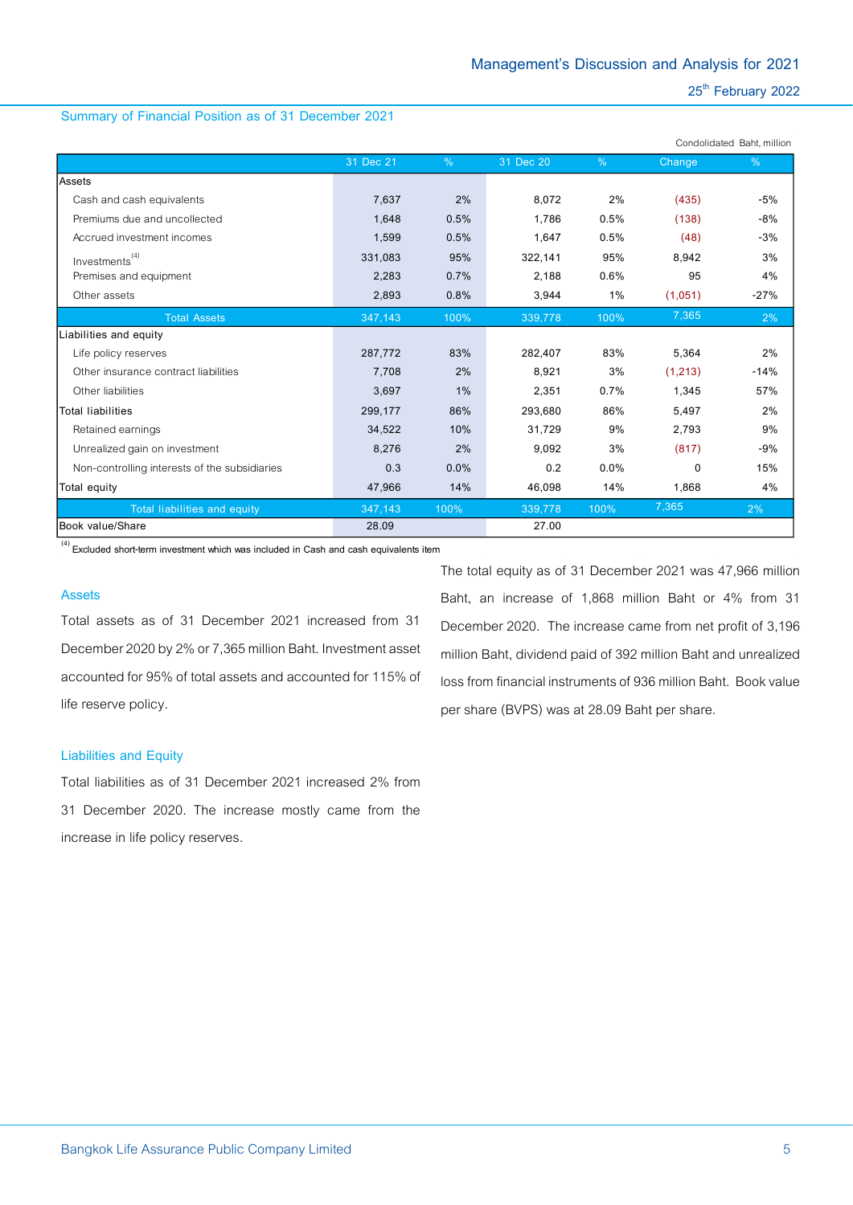## Summary of Financial Position as of 31 December 2021

Condolidated Baht, million

| | 31 Dec 21 | % | 31 Dec 20 | % | Change | % |
|---|---|---|---|---|---|---|
| Assets | | | | | | |
| Cash and cash equivalents | 7,637 | 2% | 8,072 | 2% | (435) | -5% |
| Premiums due and uncollected | 1,648 | 0.5% | 1,786 | 0.5% | (138) | -8% |
| Accrued investment incomes | 1,599 | 0.5% | 1,647 | 0.5% | (48) | -3% |
| Investments [(4)] | 331,083 | 95% | 322,141 | 95% | 8,942 | 3% |
| Premises and equipment | 2,283 | 0.7% | 2,188 | 0.6% | 95 | 4% |
| Other assets | 2,893 | 0.8% | 3,944 | 1% | (1,051) | -27% |
| Total Assets | 347,143 | 100% | 339,778 | 100% | 7,365 | 2% |
| Liabilities and equity | | | | | | |
| Life policy reserves | 287,772 | 83% | 282,407 | 83% | 5,364 | 2% |
| Other insurance contract liabilities | 7,708 | 2% | 8,921 | 3% | (1,213) | -14% |
| Other liabilities | 3,697 | 1% | 2,351 | 0.7% | 1,345 | 57% |
| Total liabilities | 299,177 | 86% | 293,680 | 86% | 5,497 | 2% |
| Retained earnings | 34,522 | 10% | 31,729 | 9% | 2,793 | 9% |
| Unrealized gain on investment | 8,276 | 2% | 9,092 | 3% | (817) | -9% |
| Non-controlling interests of the subsidiaries | 0.3 | 0.0% | 0.2 | 0.0% | 0 | 15% |
| Total equity | 47,966 | 14% | 46,098 | 14% | 1,868 | 4% |
| Total liabilities and equity | 347,143 | 100% | 339,778 | 100% | 7,365 | 2% |
| Book value/Share | 28.09 | | 27.00 | | | |

(4) Excluded short-term investment which was included in Cash and cash equivalents item

### Assets

Total assets as of 31 December 2021 increased from 31 December 2020 by 2% or 7,365 million Baht. Investment asset accounted for 95% of total assets and accounted for 115% of life reserve policy.

### Liabilities and Equity

Total liabilities as of 31 December 2021 increased 2% from 31 December 2020. The increase mostly came from the increase in life policy reserves.

The total equity as of 31 December 2021 was 47,966 million Baht, an increase of 1,868 million Baht or 4% from 31 December 2020. The increase came from net profit of 3,196 million Baht, dividend paid of 392 million Baht and unrealized loss from financial instruments of 936 million Baht. Book value per share (BVPS) was at 28.09 Baht per share.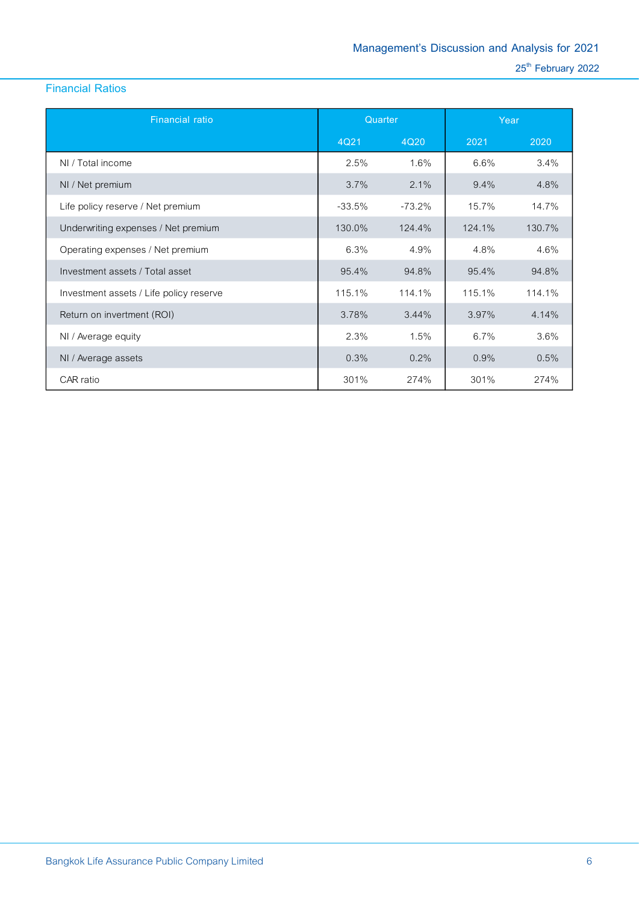## Financial Ratios

| Financial ratio | Quarter | | Year | |
|---|---|---|---|---|
| | 4Q21 | 4Q20 | 2021 | 2020 |
| NI / Total income | 2.5% | 1.6% | 6.6% | 3.4% |
| NI / Net premium | 3.7% | 2.1% | 9.4% | 4.8% |
| Life policy reserve / Net premium | -33.5% | -73.2% | 15.7% | 14.7% |
| Underwriting expenses / Net premium | 130.0% | 124.4% | 124.1% | 130.7% |
| Operating expenses / Net premium | 6.3% | 4.9% | 4.8% | 4.6% |
| Investment assets / Total asset | 95.4% | 94.8% | 95.4% | 94.8% |
| Investment assets / Life policy reserve | 115.1% | 114.1% | 115.1% | 114.1% |
| Return on invertment (ROI) | 3.78% | 3.44% | 3.97% | 4.14% |
| NI / Average equity | 2.3% | 1.5% | 6.7% | 3.6% |
| NI / Average assets | 0.3% | 0.2% | 0.9% | 0.5% |
| CAR ratio | 301% | 274% | 301% | 274% |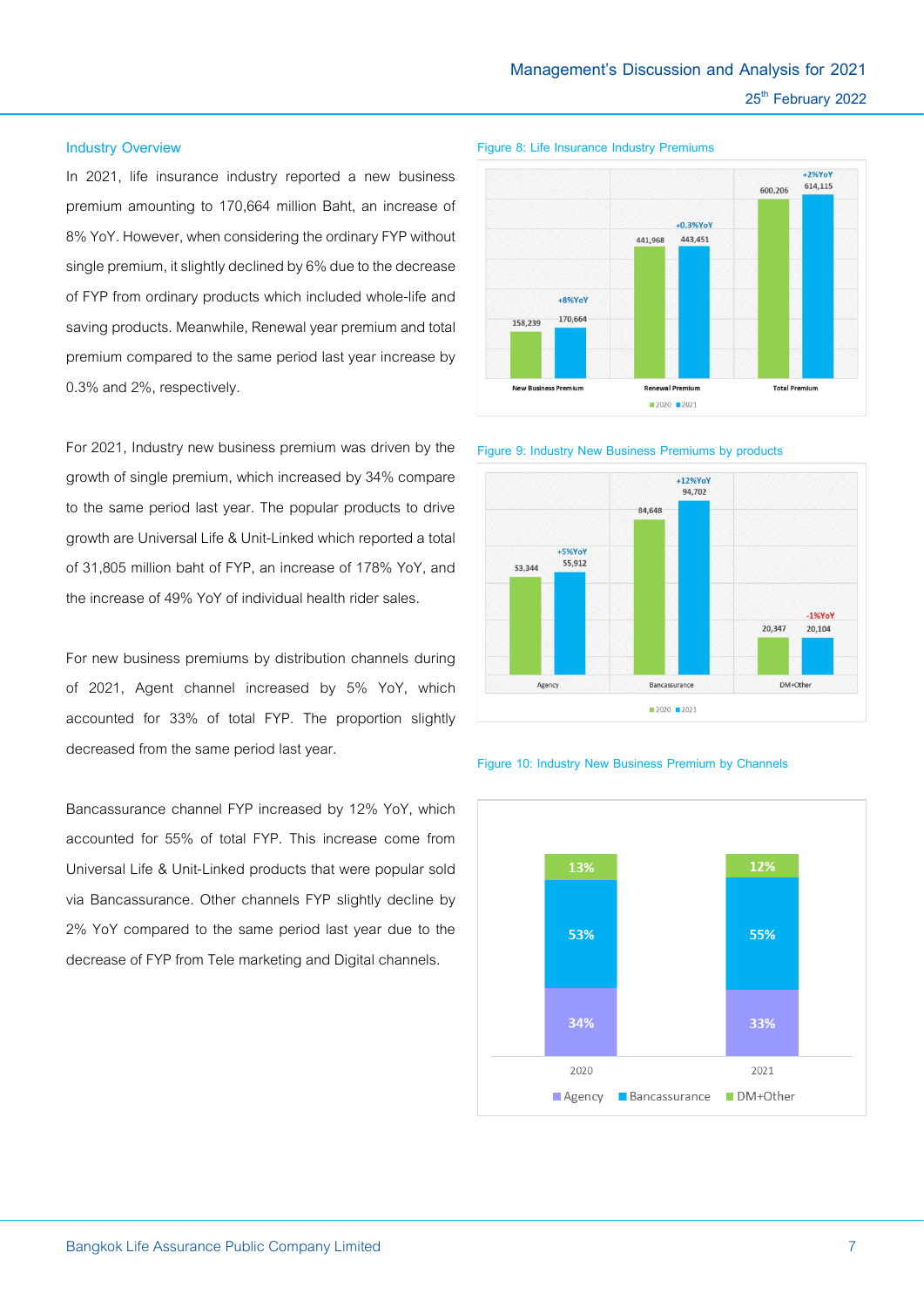## Industry Overview

In 2021, life insurance industry reported a new business premium amounting to 170,664 million Baht, an increase of 8% YoY. However, when considering the ordinary FYP without single premium, it slightly declined by 6% due to the decrease of FYP from ordinary products which included whole-life and saving products. Meanwhile, Renewal year premium and total premium compared to the same period last year increase by 0.3% and 2%, respectively.

For 2021, Industry new business premium was driven by the growth of single premium, which increased by 34% compare to the same period last year. The popular products to drive growth are Universal Life & Unit-Linked which reported a total of 31,805 million baht of FYP, an increase of 178% YoY, and the increase of 49% YoY of individual health rider sales.

For new business premiums by distribution channels during of 2021, Agent channel increased by 5% YoY, which accounted for 33% of total FYP. The proportion slightly decreased from the same period last year.

Bancassurance channel FYP increased by 12% YoY, which accounted for 55% of total FYP. This increase come from Universal Life & Unit-Linked products that were popular sold via Bancassurance. Other channels FYP slightly decline by 2% YoY compared to the same period last year due to the decrease of FYP from Tele marketing and Digital channels.

Figure 8: Life Insurance Industry Premiums

| | 2020 | 2021 | YoY |
|---|---|---|---|
| New Business Premium | 158,239 | 170,664 | +8%YoY |
| Renewal Premium | 441,968 | 443,451 | +0.3%YoY |
| Total Premium | 600,206 | 614,115 | +2%YoY |

Figure 9: Industry New Business Premiums by products

| | 2020 | 2021 | YoY |
|---|---|---|---|
| Agency | 53,344 | 55,912 | +5%YoY |
| Bancassurance | 84,648 | 94,702 | +12%YoY |
| DM+Other | 20,347 | 20,104 | -1%YoY |

Figure 10: Industry New Business Premium by Channels

| | 2020 | 2021 |
|---|---|---|
| Agency | 34% | 33% |
| Bancassurance | 53% | 55% |
| DM+Other | 13% | 12% |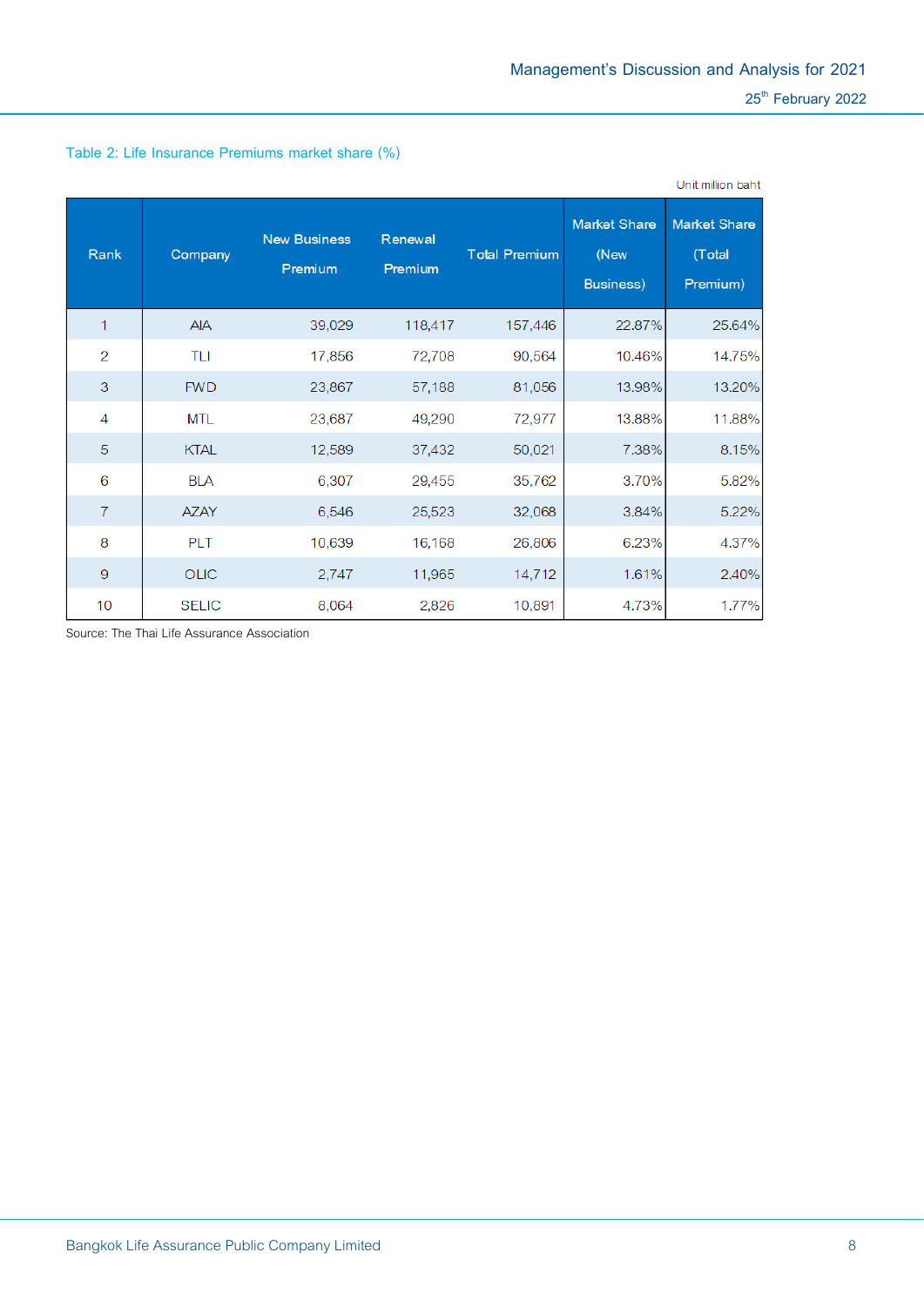Table 2: Life Insurance Premiums market share (%)

Unit million baht

| Rank | Company | New Business Premium | Renewal Premium | Total Premium | Market Share (New Business) | Market Share (Total Premium) |
|---|---|---|---|---|---|---|
| 1 | AIA | 39,029 | 118,417 | 157,446 | 22.87% | 25.64% |
| 2 | TLI | 17,856 | 72,708 | 90,564 | 10.46% | 14.75% |
| 3 | FWD | 23,867 | 57,188 | 81,056 | 13.98% | 13.20% |
| 4 | MTL | 23,687 | 49,290 | 72,977 | 13.88% | 11.88% |
| 5 | KTAL | 12,589 | 37,432 | 50,021 | 7.38% | 8.15% |
| 6 | BLA | 6,307 | 29,455 | 35,762 | 3.70% | 5.82% |
| 7 | AZAY | 6,546 | 25,523 | 32,068 | 3.84% | 5.22% |
| 8 | PLT | 10,639 | 16,168 | 26,806 | 6.23% | 4.37% |
| 9 | OLIC | 2,747 | 11,965 | 14,712 | 1.61% | 2.40% |
| 10 | SELIC | 8,064 | 2,826 | 10,891 | 4.73% | 1.77% |

Source: The Thai Life Assurance Association